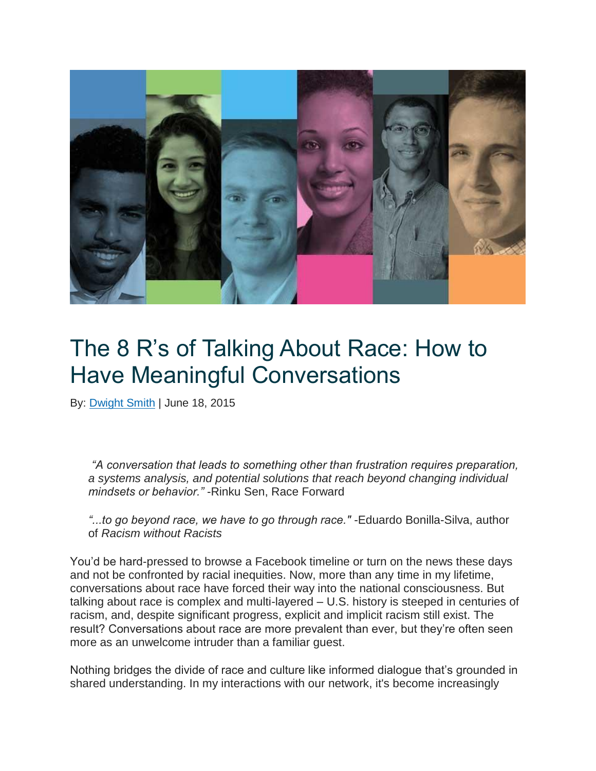# The 8 R's of Talking About Race: How to Have Meaningful Conversations

By: Dwight Smith | June 18, 2015

> *"A conversation that leads to something other than frustration requires preparation, a systems analysis, and potential solutions that reach beyond changing individual mindsets or behavior."* -Rinku Sen, Race Forward
>
> *"...to go beyond race, we have to go through race."* -Eduardo Bonilla-Silva, author of *Racism without Racists*

You'd be hard-pressed to browse a Facebook timeline or turn on the news these days and not be confronted by racial inequities. Now, more than any time in my lifetime, conversations about race have forced their way into the national consciousness. But talking about race is complex and multi-layered – U.S. history is steeped in centuries of racism, and, despite significant progress, explicit and implicit racism still exist. The result? Conversations about race are more prevalent than ever, but they're often seen more as an unwelcome intruder than a familiar guest.

Nothing bridges the divide of race and culture like informed dialogue that's grounded in shared understanding. In my interactions with our network, it's become increasingly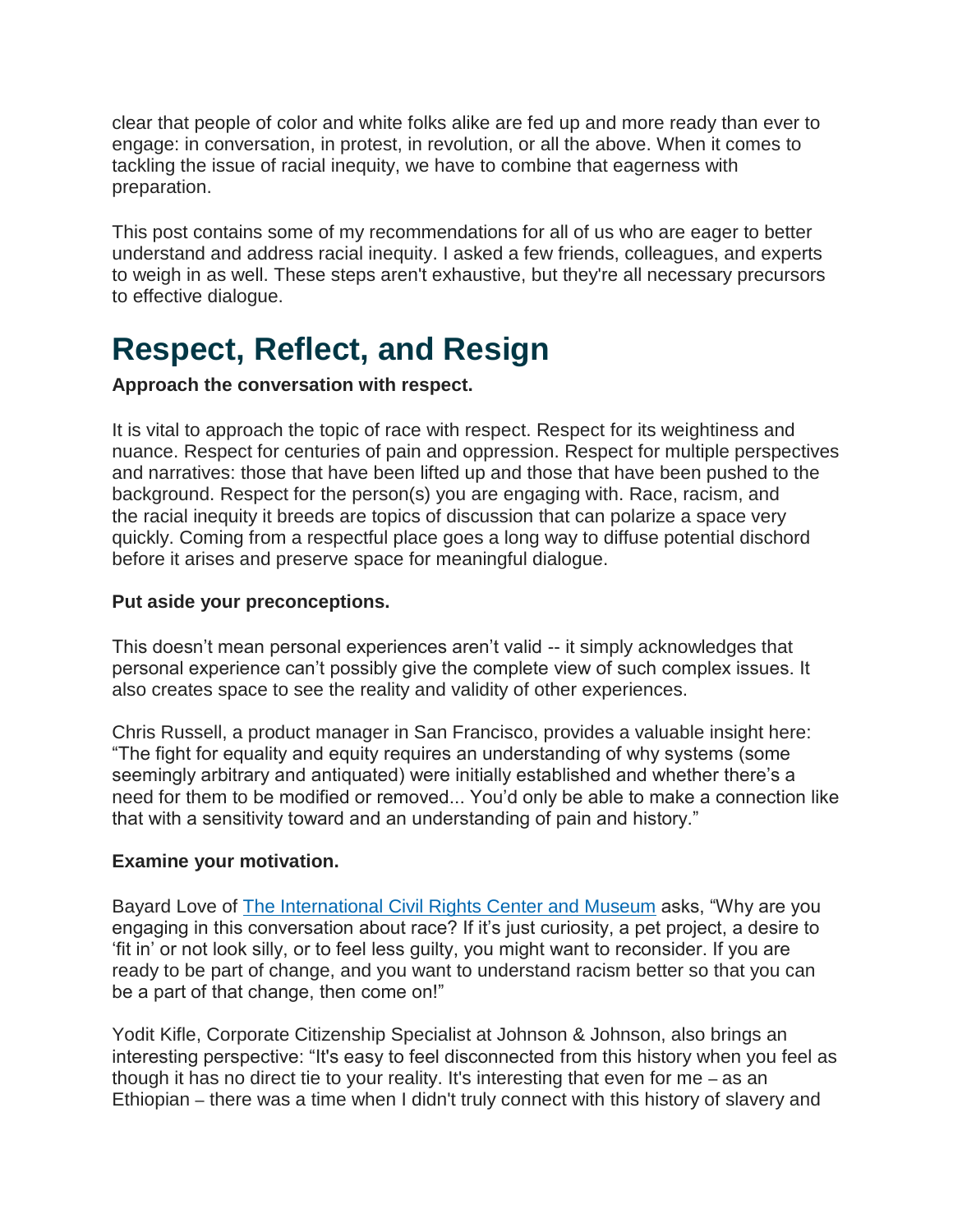clear that people of color and white folks alike are fed up and more ready than ever to engage: in conversation, in protest, in revolution, or all the above. When it comes to tackling the issue of racial inequity, we have to combine that eagerness with preparation.

This post contains some of my recommendations for all of us who are eager to better understand and address racial inequity. I asked a few friends, colleagues, and experts to weigh in as well. These steps aren't exhaustive, but they're all necessary precursors to effective dialogue.

# Respect, Reflect, and Resign

**Approach the conversation with respect.**

It is vital to approach the topic of race with respect. Respect for its weightiness and nuance. Respect for centuries of pain and oppression. Respect for multiple perspectives and narratives: those that have been lifted up and those that have been pushed to the background. Respect for the person(s) you are engaging with. Race, racism, and the racial inequity it breeds are topics of discussion that can polarize a space very quickly. Coming from a respectful place goes a long way to diffuse potential dischord before it arises and preserve space for meaningful dialogue.

**Put aside your preconceptions.**

This doesn't mean personal experiences aren't valid -- it simply acknowledges that personal experience can't possibly give the complete view of such complex issues. It also creates space to see the reality and validity of other experiences.

Chris Russell, a product manager in San Francisco, provides a valuable insight here: "The fight for equality and equity requires an understanding of why systems (some seemingly arbitrary and antiquated) were initially established and whether there's a need for them to be modified or removed... You'd only be able to make a connection like that with a sensitivity toward and an understanding of pain and history."

**Examine your motivation.**

Bayard Love of [The International Civil Rights Center and Museum]() asks, "Why are you engaging in this conversation about race? If it's just curiosity, a pet project, a desire to 'fit in' or not look silly, or to feel less guilty, you might want to reconsider. If you are ready to be part of change, and you want to understand racism better so that you can be a part of that change, then come on!"

Yodit Kifle, Corporate Citizenship Specialist at Johnson & Johnson, also brings an interesting perspective: "It's easy to feel disconnected from this history when you feel as though it has no direct tie to your reality. It's interesting that even for me – as an Ethiopian – there was a time when I didn't truly connect with this history of slavery and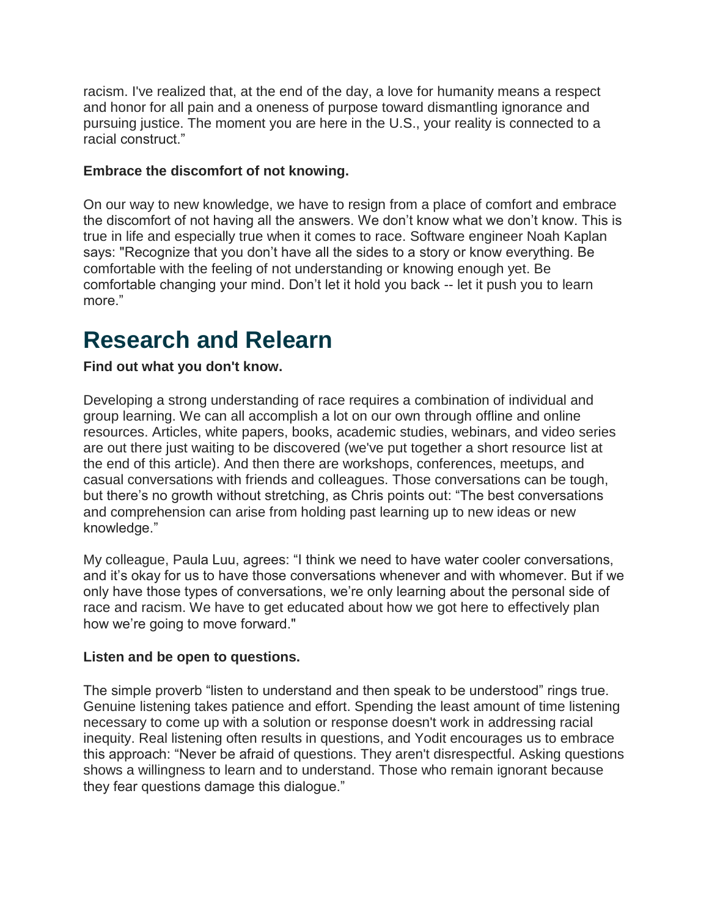racism. I've realized that, at the end of the day, a love for humanity means a respect and honor for all pain and a oneness of purpose toward dismantling ignorance and pursuing justice. The moment you are here in the U.S., your reality is connected to a racial construct."

**Embrace the discomfort of not knowing.**

On our way to new knowledge, we have to resign from a place of comfort and embrace the discomfort of not having all the answers. We don't know what we don't know. This is true in life and especially true when it comes to race. Software engineer Noah Kaplan says: "Recognize that you don't have all the sides to a story or know everything. Be comfortable with the feeling of not understanding or knowing enough yet. Be comfortable changing your mind. Don't let it hold you back -- let it push you to learn more."

# Research and Relearn

**Find out what you don't know.**

Developing a strong understanding of race requires a combination of individual and group learning. We can all accomplish a lot on our own through offline and online resources. Articles, white papers, books, academic studies, webinars, and video series are out there just waiting to be discovered (we've put together a short resource list at the end of this article). And then there are workshops, conferences, meetups, and casual conversations with friends and colleagues. Those conversations can be tough, but there's no growth without stretching, as Chris points out: "The best conversations and comprehension can arise from holding past learning up to new ideas or new knowledge."

My colleague, Paula Luu, agrees: "I think we need to have water cooler conversations, and it's okay for us to have those conversations whenever and with whomever. But if we only have those types of conversations, we're only learning about the personal side of race and racism. We have to get educated about how we got here to effectively plan how we're going to move forward."

**Listen and be open to questions.**

The simple proverb "listen to understand and then speak to be understood" rings true. Genuine listening takes patience and effort. Spending the least amount of time listening necessary to come up with a solution or response doesn't work in addressing racial inequity. Real listening often results in questions, and Yodit encourages us to embrace this approach: "Never be afraid of questions. They aren't disrespectful. Asking questions shows a willingness to learn and to understand. Those who remain ignorant because they fear questions damage this dialogue."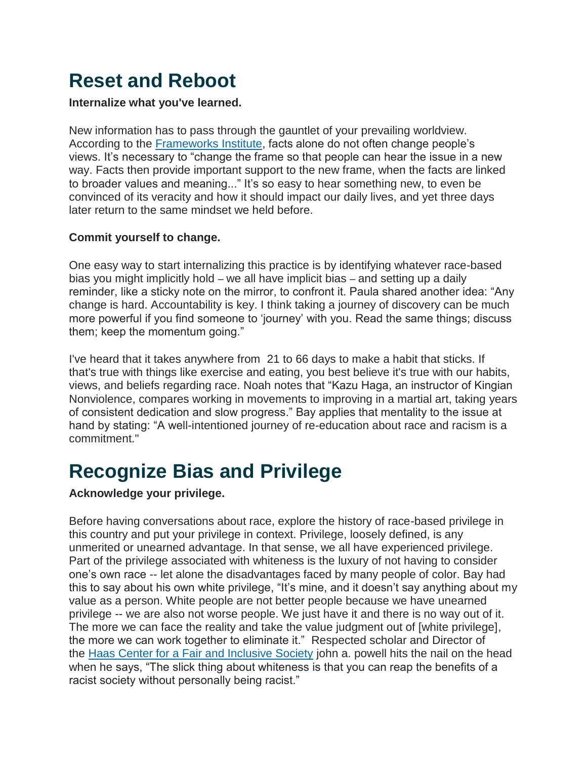# Reset and Reboot

**Internalize what you've learned.**

New information has to pass through the gauntlet of your prevailing worldview. According to the [Frameworks Institute](), facts alone do not often change people's views. It's necessary to "change the frame so that people can hear the issue in a new way. Facts then provide important support to the new frame, when the facts are linked to broader values and meaning..." It's so easy to hear something new, to even be convinced of its veracity and how it should impact our daily lives, and yet three days later return to the same mindset we held before.

**Commit yourself to change.**

One easy way to start internalizing this practice is by identifying whatever race-based bias you might implicitly hold – we all have implicit bias – and setting up a daily reminder, like a sticky note on the mirror, to confront it. Paula shared another idea: "Any change is hard. Accountability is key. I think taking a journey of discovery can be much more powerful if you find someone to 'journey' with you. Read the same things; discuss them; keep the momentum going."

I've heard that it takes anywhere from 21 to 66 days to make a habit that sticks. If that's true with things like exercise and eating, you best believe it's true with our habits, views, and beliefs regarding race. Noah notes that "Kazu Haga, an instructor of Kingian Nonviolence, compares working in movements to improving in a martial art, taking years of consistent dedication and slow progress." Bay applies that mentality to the issue at hand by stating: "A well-intentioned journey of re-education about race and racism is a commitment."

# Recognize Bias and Privilege

**Acknowledge your privilege.**

Before having conversations about race, explore the history of race-based privilege in this country and put your privilege in context. Privilege, loosely defined, is any unmerited or unearned advantage. In that sense, we all have experienced privilege. Part of the privilege associated with whiteness is the luxury of not having to consider one's own race -- let alone the disadvantages faced by many people of color. Bay had this to say about his own white privilege, "It's mine, and it doesn't say anything about my value as a person. White people are not better people because we have unearned privilege -- we are also not worse people. We just have it and there is no way out of it. The more we can face the reality and take the value judgment out of [white privilege], the more we can work together to eliminate it." Respected scholar and Director of the [Haas Center for a Fair and Inclusive Society]() john a. powell hits the nail on the head when he says, "The slick thing about whiteness is that you can reap the benefits of a racist society without personally being racist."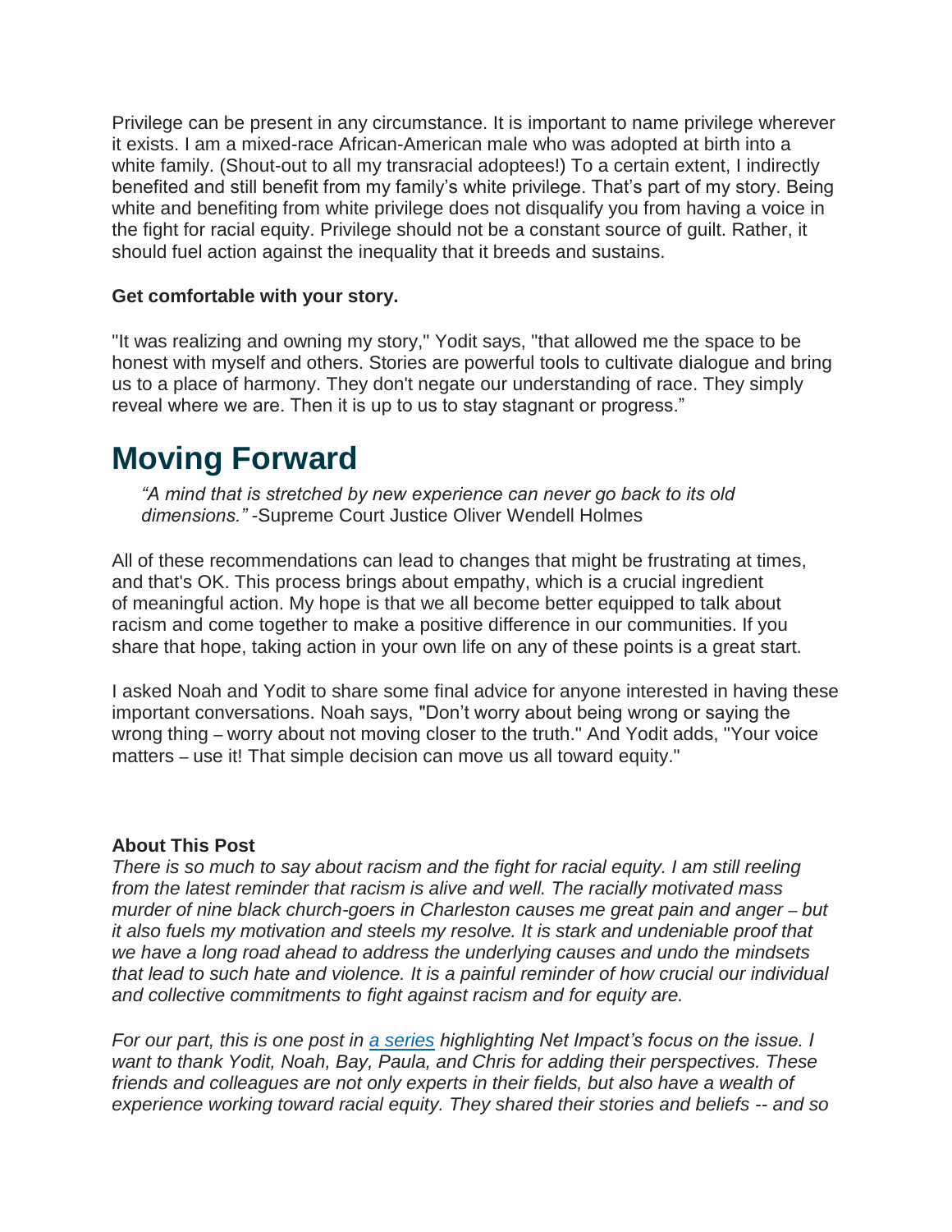Privilege can be present in any circumstance. It is important to name privilege wherever it exists. I am a mixed-race African-American male who was adopted at birth into a white family. (Shout-out to all my transracial adoptees!) To a certain extent, I indirectly benefited and still benefit from my family's white privilege. That's part of my story. Being white and benefiting from white privilege does not disqualify you from having a voice in the fight for racial equity. Privilege should not be a constant source of guilt. Rather, it should fuel action against the inequality that it breeds and sustains.

**Get comfortable with your story.**

"It was realizing and owning my story," Yodit says, "that allowed me the space to be honest with myself and others. Stories are powerful tools to cultivate dialogue and bring us to a place of harmony. They don't negate our understanding of race. They simply reveal where we are. Then it is up to us to stay stagnant or progress."

# Moving Forward

> *"A mind that is stretched by new experience can never go back to its old dimensions."* -Supreme Court Justice Oliver Wendell Holmes

All of these recommendations can lead to changes that might be frustrating at times, and that's OK. This process brings about empathy, which is a crucial ingredient of meaningful action. My hope is that we all become better equipped to talk about racism and come together to make a positive difference in our communities. If you share that hope, taking action in your own life on any of these points is a great start.

I asked Noah and Yodit to share some final advice for anyone interested in having these important conversations. Noah says, "Don't worry about being wrong or saying the wrong thing – worry about not moving closer to the truth." And Yodit adds, "Your voice matters – use it! That simple decision can move us all toward equity."

**About This Post**

*There is so much to say about racism and the fight for racial equity. I am still reeling from the latest reminder that racism is alive and well. The racially motivated mass murder of nine black church-goers in Charleston causes me great pain and anger – but it also fuels my motivation and steels my resolve. It is stark and undeniable proof that we have a long road ahead to address the underlying causes and undo the mindsets that lead to such hate and violence. It is a painful reminder of how crucial our individual and collective commitments to fight against racism and for equity are.*

*For our part, this is one post in [a series] highlighting Net Impact's focus on the issue. I want to thank Yodit, Noah, Bay, Paula, and Chris for adding their perspectives. These friends and colleagues are not only experts in their fields, but also have a wealth of experience working toward racial equity. They shared their stories and beliefs -- and so*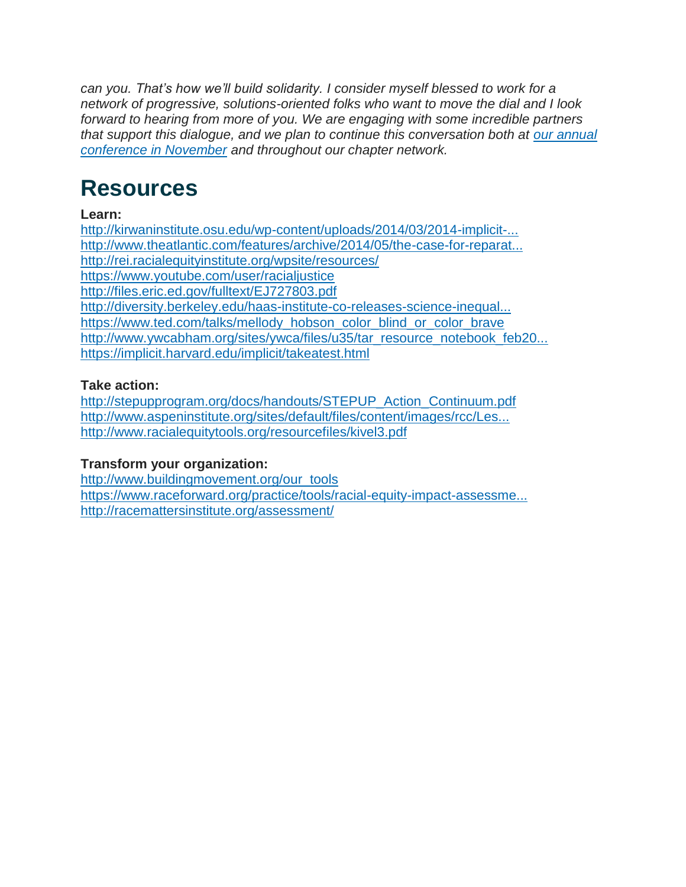*can you. That's how we'll build solidarity. I consider myself blessed to work for a network of progressive, solutions-oriented folks who want to move the dial and I look forward to hearing from more of you. We are engaging with some incredible partners that support this dialogue, and we plan to continue this conversation both at [our annual conference in November]() and throughout our chapter network.*

# Resources

**Learn:**

http://kirwaninstitute.osu.edu/wp-content/uploads/2014/03/2014-implicit-...
http://www.theatlantic.com/features/archive/2014/05/the-case-for-reparat...
http://rei.racialequityinstitute.org/wpsite/resources/
https://www.youtube.com/user/racialjustice
http://files.eric.ed.gov/fulltext/EJ727803.pdf
http://diversity.berkeley.edu/haas-institute-co-releases-science-inequal...
https://www.ted.com/talks/mellody_hobson_color_blind_or_color_brave
http://www.ywcabham.org/sites/ywca/files/u35/tar_resource_notebook_feb20...
https://implicit.harvard.edu/implicit/takeatest.html

**Take action:**

http://stepupprogram.org/docs/handouts/STEPUP_Action_Continuum.pdf
http://www.aspeninstitute.org/sites/default/files/content/images/rcc/Les...
http://www.racialequitytools.org/resourcefiles/kivel3.pdf

**Transform your organization:**

http://www.buildingmovement.org/our_tools
https://www.raceforward.org/practice/tools/racial-equity-impact-assessme...
http://racemattersinstitute.org/assessment/